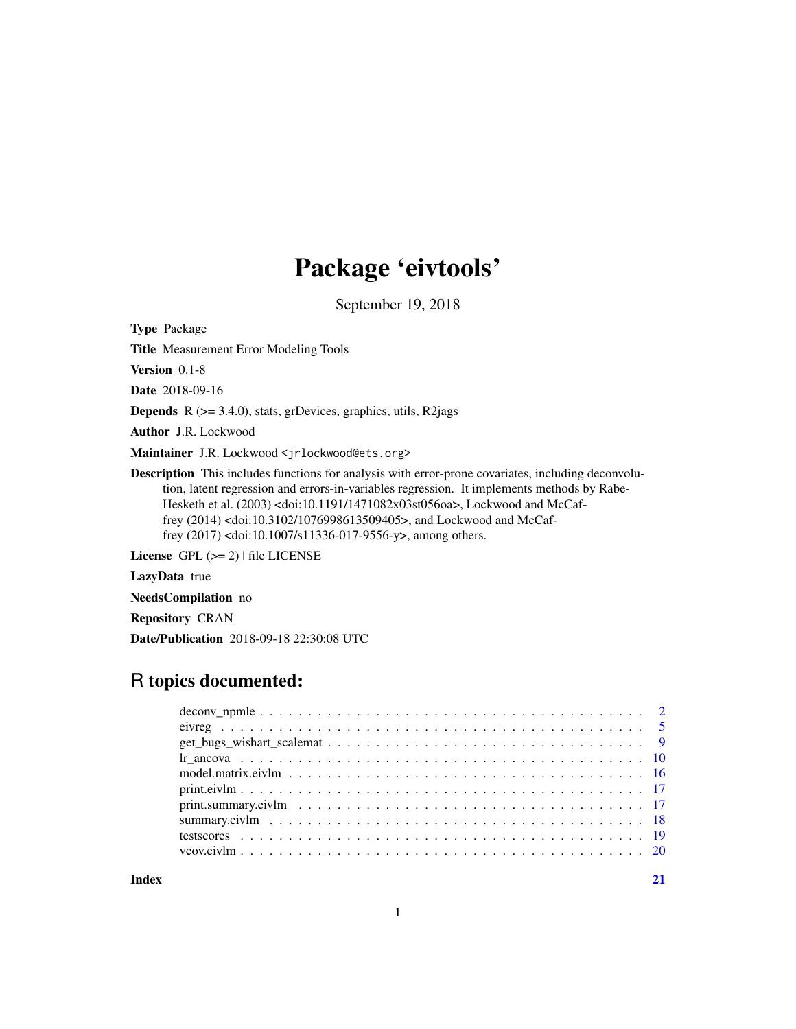# Package 'eivtools'

September 19, 2018

**Type** Package

**Title** Measurement Error Modeling Tools

**Version** 0.1-8

**Date** 2018-09-16

**Depends** R (>= 3.4.0), stats, grDevices, graphics, utils, R2jags

**Author** J.R. Lockwood

**Maintainer** J.R. Lockwood <jrlockwood@ets.org>

**Description** This includes functions for analysis with error-prone covariates, including deconvolution, latent regression and errors-in-variables regression. It implements methods by Rabe-Hesketh et al. (2003) <doi:10.1191/1471082x03st056oa>, Lockwood and McCaffrey (2014) <doi:10.3102/1076998613509405>, and Lockwood and McCaffrey (2017) <doi:10.1007/s11336-017-9556-y>, among others.

**License** GPL (>= 2) | file LICENSE

**LazyData** true

**NeedsCompilation** no

**Repository** CRAN

**Date/Publication** 2018-09-18 22:30:08 UTC

## R topics documented:

deconv_npmle . . . . . . . . . . . . . . . . . . . . . . . . . . . . . . . . . . . . . . . 2
eivreg . . . . . . . . . . . . . . . . . . . . . . . . . . . . . . . . . . . . . . . . . . . 5
get_bugs_wishart_scalemat . . . . . . . . . . . . . . . . . . . . . . . . . . . . . . . . 9
lr_ancova . . . . . . . . . . . . . . . . . . . . . . . . . . . . . . . . . . . . . . . . . 10
model.matrix.eivlm . . . . . . . . . . . . . . . . . . . . . . . . . . . . . . . . . . . . 16
print.eivlm . . . . . . . . . . . . . . . . . . . . . . . . . . . . . . . . . . . . . . . . 17
print.summary.eivlm . . . . . . . . . . . . . . . . . . . . . . . . . . . . . . . . . . . 17
summary.eivlm . . . . . . . . . . . . . . . . . . . . . . . . . . . . . . . . . . . . . . 18
testscores . . . . . . . . . . . . . . . . . . . . . . . . . . . . . . . . . . . . . . . . . 19
vcov.eivlm . . . . . . . . . . . . . . . . . . . . . . . . . . . . . . . . . . . . . . . . 20

**Index** **21**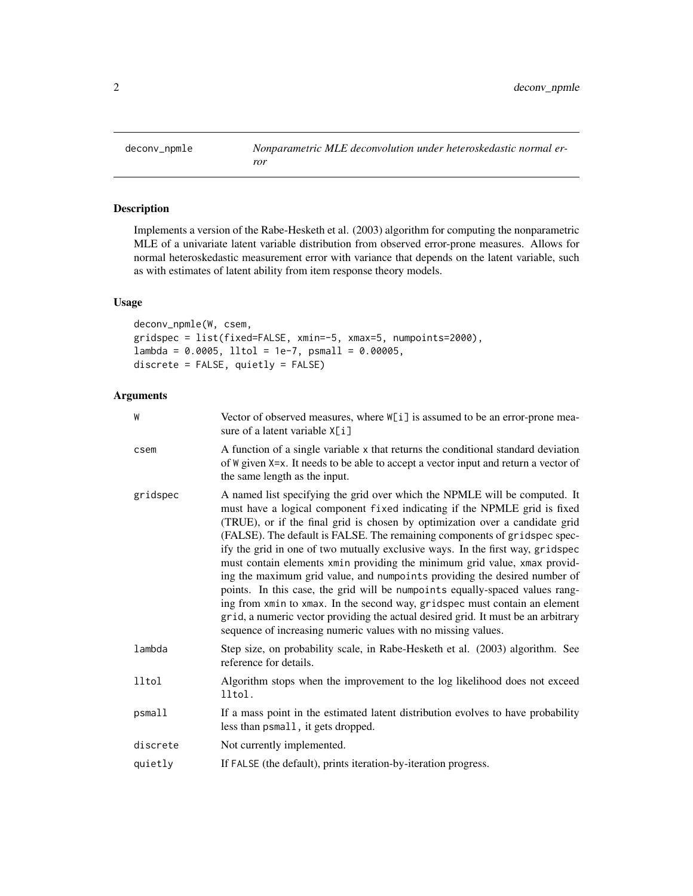# deconv_npmle — *Nonparametric MLE deconvolution under heteroskedastic normal error*

## Description

Implements a version of the Rabe-Hesketh et al. (2003) algorithm for computing the nonparametric MLE of a univariate latent variable distribution from observed error-prone measures. Allows for normal heteroskedastic measurement error with variance that depends on the latent variable, such as with estimates of latent ability from item response theory models.

## Usage

```
deconv_npmle(W, csem,
gridspec = list(fixed=FALSE, xmin=-5, xmax=5, numpoints=2000),
lambda = 0.0005, lltol = 1e-7, psmall = 0.00005,
discrete = FALSE, quietly = FALSE)
```

## Arguments

| Argument | Description |
|---|---|
| `W` | Vector of observed measures, where `W[i]` is assumed to be an error-prone measure of a latent variable `X[i]` |
| `csem` | A function of a single variable `x` that returns the conditional standard deviation of `W` given `X=x`. It needs to be able to accept a vector input and return a vector of the same length as the input. |
| `gridspec` | A named list specifying the grid over which the NPMLE will be computed. It must have a logical component `fixed` indicating if the NPMLE grid is fixed (TRUE), or if the final grid is chosen by optimization over a candidate grid (FALSE). The default is FALSE. The remaining components of `gridspec` specify the grid in one of two mutually exclusive ways. In the first way, `gridspec` must contain elements `xmin` providing the minimum grid value, `xmax` providing the maximum grid value, and `numpoints` providing the desired number of points. In this case, the grid will be `numpoints` equally-spaced values ranging from `xmin` to `xmax`. In the second way, `gridspec` must contain an element `grid`, a numeric vector providing the actual desired grid. It must be an arbitrary sequence of increasing numeric values with no missing values. |
| `lambda` | Step size, on probability scale, in Rabe-Hesketh et al. (2003) algorithm. See reference for details. |
| `lltol` | Algorithm stops when the improvement to the log likelihood does not exceed `lltol`. |
| `psmall` | If a mass point in the estimated latent distribution evolves to have probability less than `psmall`, it gets dropped. |
| `discrete` | Not currently implemented. |
| `quietly` | If `FALSE` (the default), prints iteration-by-iteration progress. |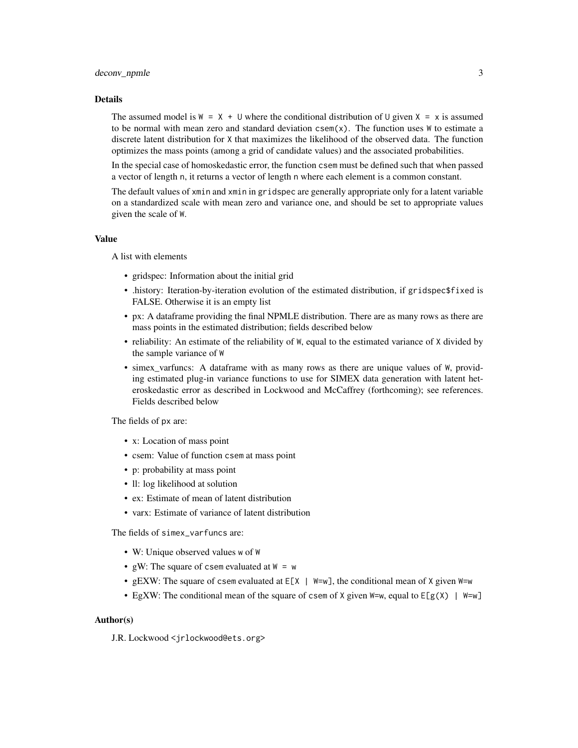## Details

The assumed model is `W = X + U` where the conditional distribution of `U` given `X = x` is assumed to be normal with mean zero and standard deviation `csem(x)`. The function uses `W` to estimate a discrete latent distribution for `X` that maximizes the likelihood of the observed data. The function optimizes the mass points (among a grid of candidate values) and the associated probabilities.

In the special case of homoskedastic error, the function `csem` must be defined such that when passed a vector of length `n`, it returns a vector of length `n` where each element is a common constant.

The default values of `xmin` and `xmin` in `gridspec` are generally appropriate only for a latent variable on a standardized scale with mean zero and variance one, and should be set to appropriate values given the scale of `W`.

## Value

A list with elements

- gridspec: Information about the initial grid
- .history: Iteration-by-iteration evolution of the estimated distribution, if `gridspec$fixed` is FALSE. Otherwise it is an empty list
- px: A dataframe providing the final NPMLE distribution. There are as many rows as there are mass points in the estimated distribution; fields described below
- reliability: An estimate of the reliability of `W`, equal to the estimated variance of `X` divided by the sample variance of `W`
- simex_varfuncs: A dataframe with as many rows as there are unique values of `W`, providing estimated plug-in variance functions to use for SIMEX data generation with latent heteroskedastic error as described in Lockwood and McCaffrey (forthcoming); see references. Fields described below

The fields of `px` are:

- x: Location of mass point
- csem: Value of function `csem` at mass point
- p: probability at mass point
- ll: log likelihood at solution
- ex: Estimate of mean of latent distribution
- varx: Estimate of variance of latent distribution

The fields of `simex_varfuncs` are:

- W: Unique observed values `w` of `W`
- gW: The square of `csem` evaluated at `W = w`
- gEXW: The square of `csem` evaluated at `E[X | W=w]`, the conditional mean of `X` given `W=w`
- EgXW: The conditional mean of the square of `csem` of `X` given `W=w`, equal to `E[g(X) | W=w]`

## Author(s)

J.R. Lockwood <jrlockwood@ets.org>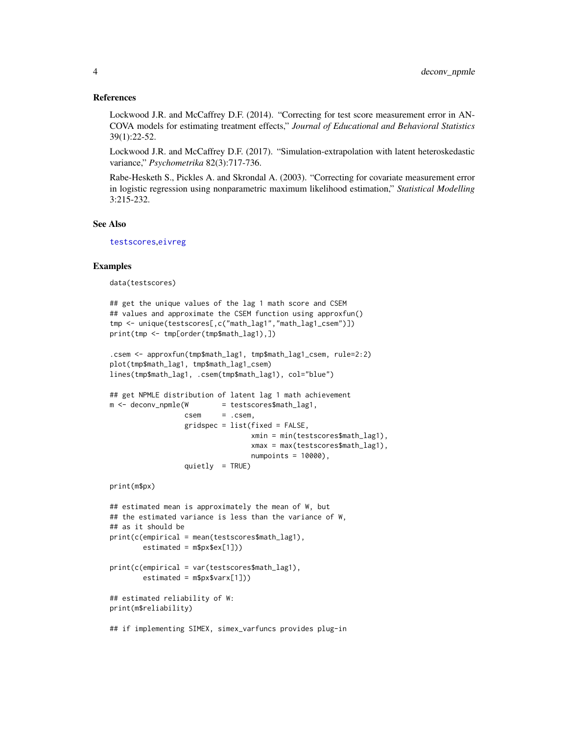## References

Lockwood J.R. and McCaffrey D.F. (2014). "Correcting for test score measurement error in ANCOVA models for estimating treatment effects," *Journal of Educational and Behavioral Statistics* 39(1):22-52.

Lockwood J.R. and McCaffrey D.F. (2017). "Simulation-extrapolation with latent heteroskedastic variance," *Psychometrika* 82(3):717-736.

Rabe-Hesketh S., Pickles A. and Skrondal A. (2003). "Correcting for covariate measurement error in logistic regression using nonparametric maximum likelihood estimation," *Statistical Modelling* 3:215-232.

## See Also

testscores,eivreg

## Examples

```
data(testscores)

## get the unique values of the lag 1 math score and CSEM
## values and approximate the CSEM function using approxfun()
tmp <- unique(testscores[,c("math_lag1","math_lag1_csem")])
print(tmp <- tmp[order(tmp$math_lag1),])

.csem <- approxfun(tmp$math_lag1, tmp$math_lag1_csem, rule=2:2)
plot(tmp$math_lag1, tmp$math_lag1_csem)
lines(tmp$math_lag1, .csem(tmp$math_lag1), col="blue")

## get NPMLE distribution of latent lag 1 math achievement
m <- deconv_npmle(W        = testscores$math_lag1,
                  csem     = .csem,
                  gridspec = list(fixed = FALSE,
                                  xmin = min(testscores$math_lag1),
                                  xmax = max(testscores$math_lag1),
                                  numpoints = 10000),
                  quietly  = TRUE)

print(m$px)

## estimated mean is approximately the mean of W, but
## the estimated variance is less than the variance of W,
## as it should be
print(c(empirical = mean(testscores$math_lag1),
        estimated = m$px$ex[1]))

print(c(empirical = var(testscores$math_lag1),
        estimated = m$px$varx[1]))

## estimated reliability of W:
print(m$reliability)

## if implementing SIMEX, simex_varfuncs provides plug-in
```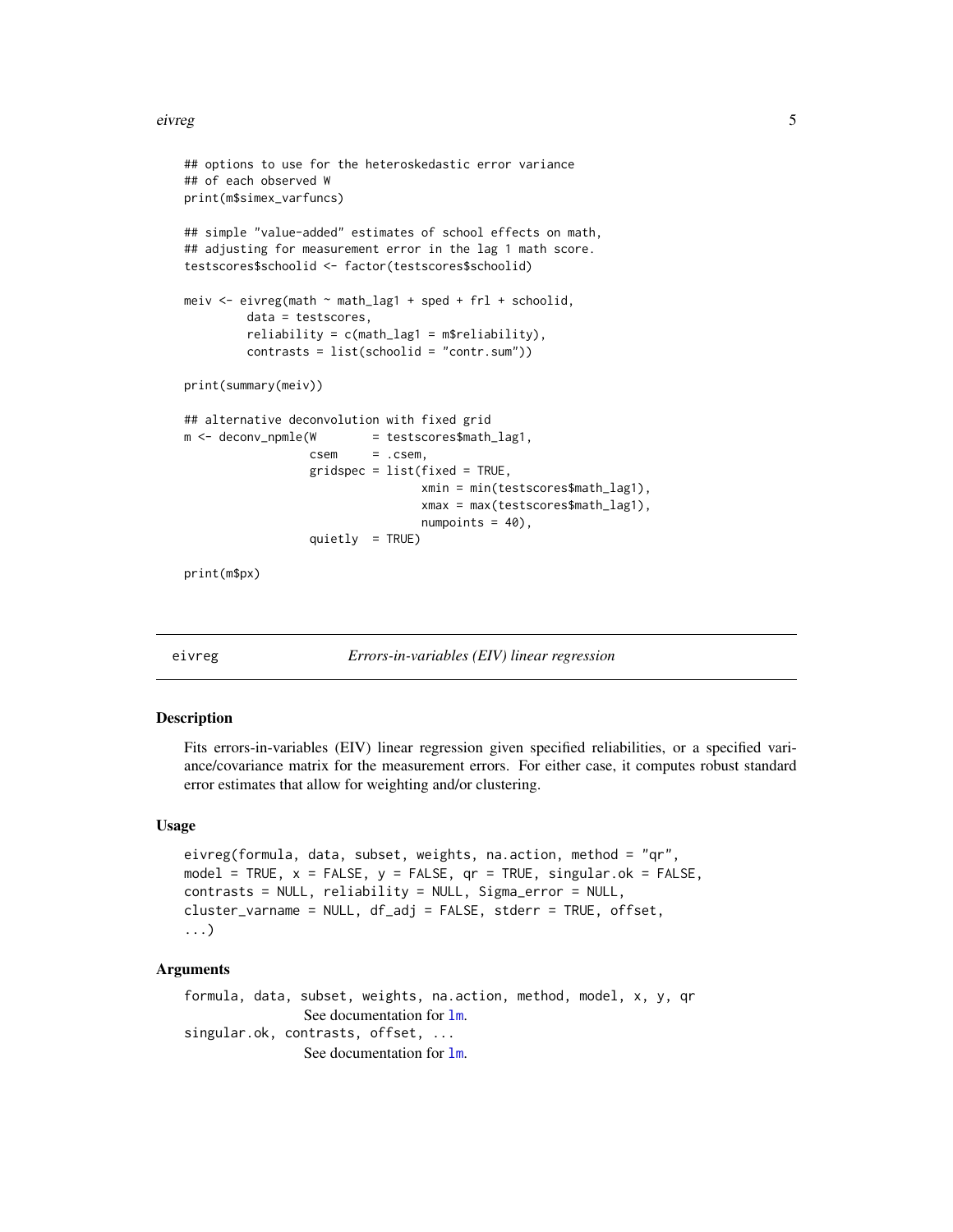```
## options to use for the heteroskedastic error variance
## of each observed W
print(m$simex_varfuncs)

## simple "value-added" estimates of school effects on math,
## adjusting for measurement error in the lag 1 math score.
testscores$schoolid <- factor(testscores$schoolid)

meiv <- eivreg(math ~ math_lag1 + sped + frl + schoolid,
         data = testscores,
         reliability = c(math_lag1 = m$reliability),
         contrasts = list(schoolid = "contr.sum"))

print(summary(meiv))

## alternative deconvolution with fixed grid
m <- deconv_npmle(W        = testscores$math_lag1,
                  csem     = .csem,
                  gridspec = list(fixed = TRUE,
                                  xmin = min(testscores$math_lag1),
                                  xmax = max(testscores$math_lag1),
                                  numpoints = 40),
                  quietly  = TRUE)

print(m$px)
```

---

## eivreg — *Errors-in-variables (EIV) linear regression*

---

### Description

Fits errors-in-variables (EIV) linear regression given specified reliabilities, or a specified variance/covariance matrix for the measurement errors. For either case, it computes robust standard error estimates that allow for weighting and/or clustering.

### Usage

```
eivreg(formula, data, subset, weights, na.action, method = "qr",
model = TRUE, x = FALSE, y = FALSE, qr = TRUE, singular.ok = FALSE,
contrasts = NULL, reliability = NULL, Sigma_error = NULL,
cluster_varname = NULL, df_adj = FALSE, stderr = TRUE, offset,
...)
```

### Arguments

`formula, data, subset, weights, na.action, method, model, x, y, qr`
: See documentation for `lm`.

`singular.ok, contrasts, offset, ...`
: See documentation for `lm`.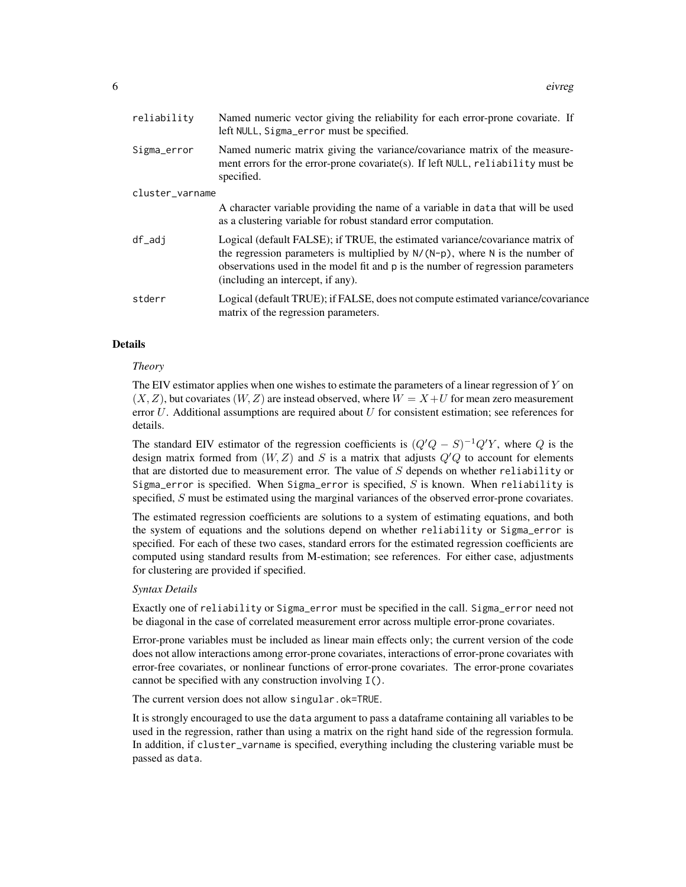| | |
|---|---|
| reliability | Named numeric vector giving the reliability for each error-prone covariate. If left NULL, Sigma_error must be specified. |
| Sigma_error | Named numeric matrix giving the variance/covariance matrix of the measurement errors for the error-prone covariate(s). If left NULL, reliability must be specified. |
| cluster_varname | A character variable providing the name of a variable in data that will be used as a clustering variable for robust standard error computation. |
| df_adj | Logical (default FALSE); if TRUE, the estimated variance/covariance matrix of the regression parameters is multiplied by N/(N-p), where N is the number of observations used in the model fit and p is the number of regression parameters (including an intercept, if any). |
| stderr | Logical (default TRUE); if FALSE, does not compute estimated variance/covariance matrix of the regression parameters. |

## Details

*Theory*

The EIV estimator applies when one wishes to estimate the parameters of a linear regression of $Y$ on $(X, Z)$, but covariates $(W, Z)$ are instead observed, where $W = X + U$ for mean zero measurement error $U$. Additional assumptions are required about $U$ for consistent estimation; see references for details.

The standard EIV estimator of the regression coefficients is $(Q'Q - S)^{-1}Q'Y$, where $Q$ is the design matrix formed from $(W, Z)$ and $S$ is a matrix that adjusts $Q'Q$ to account for elements that are distorted due to measurement error. The value of $S$ depends on whether reliability or Sigma_error is specified. When Sigma_error is specified, $S$ is known. When reliability is specified, $S$ must be estimated using the marginal variances of the observed error-prone covariates.

The estimated regression coefficients are solutions to a system of estimating equations, and both the system of equations and the solutions depend on whether reliability or Sigma_error is specified. For each of these two cases, standard errors for the estimated regression coefficients are computed using standard results from M-estimation; see references. For either case, adjustments for clustering are provided if specified.

*Syntax Details*

Exactly one of reliability or Sigma_error must be specified in the call. Sigma_error need not be diagonal in the case of correlated measurement error across multiple error-prone covariates.

Error-prone variables must be included as linear main effects only; the current version of the code does not allow interactions among error-prone covariates, interactions of error-prone covariates with error-free covariates, or nonlinear functions of error-prone covariates. The error-prone covariates cannot be specified with any construction involving I().

The current version does not allow singular.ok=TRUE.

It is strongly encouraged to use the data argument to pass a dataframe containing all variables to be used in the regression, rather than using a matrix on the right hand side of the regression formula. In addition, if cluster_varname is specified, everything including the clustering variable must be passed as data.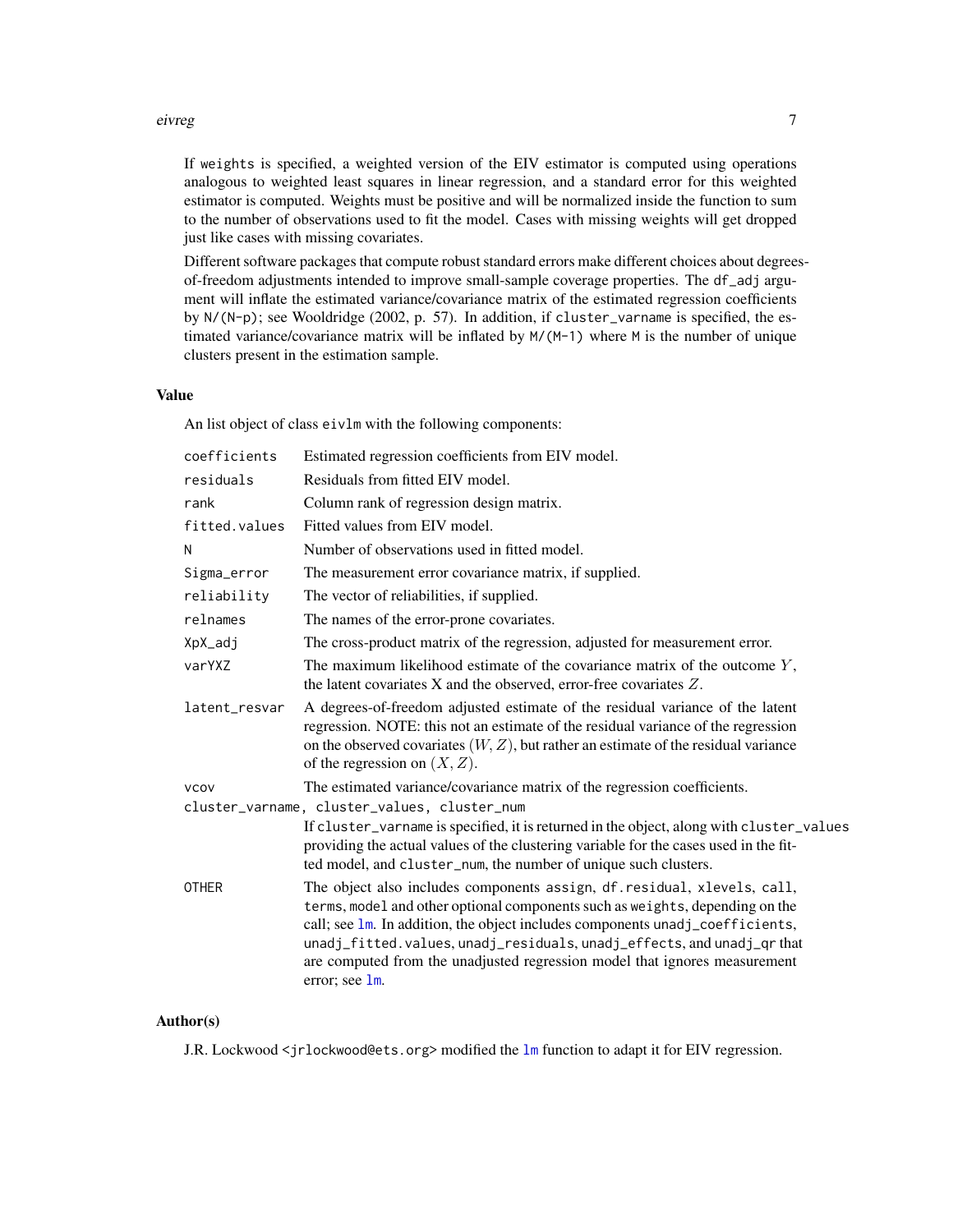If `weights` is specified, a weighted version of the EIV estimator is computed using operations analogous to weighted least squares in linear regression, and a standard error for this weighted estimator is computed. Weights must be positive and will be normalized inside the function to sum to the number of observations used to fit the model. Cases with missing weights will get dropped just like cases with missing covariates.

Different software packages that compute robust standard errors make different choices about degrees-of-freedom adjustments intended to improve small-sample coverage properties. The `df_adj` argument will inflate the estimated variance/covariance matrix of the estimated regression coefficients by `N/(N-p)`; see Wooldridge (2002, p. 57). In addition, if `cluster_varname` is specified, the estimated variance/covariance matrix will be inflated by `M/(M-1)` where `M` is the number of unique clusters present in the estimation sample.

### Value

An list object of class `eivlm` with the following components:

| | |
|---|---|
| `coefficients` | Estimated regression coefficients from EIV model. |
| `residuals` | Residuals from fitted EIV model. |
| `rank` | Column rank of regression design matrix. |
| `fitted.values` | Fitted values from EIV model. |
| `N` | Number of observations used in fitted model. |
| `Sigma_error` | The measurement error covariance matrix, if supplied. |
| `reliability` | The vector of reliabilities, if supplied. |
| `relnames` | The names of the error-prone covariates. |
| `XpX_adj` | The cross-product matrix of the regression, adjusted for measurement error. |
| `varYXZ` | The maximum likelihood estimate of the covariance matrix of the outcome $Y$, the latent covariates X and the observed, error-free covariates $Z$. |
| `latent_resvar` | A degrees-of-freedom adjusted estimate of the residual variance of the latent regression. NOTE: this not an estimate of the residual variance of the regression on the observed covariates $(W, Z)$, but rather an estimate of the residual variance of the regression on $(X, Z)$. |
| `vcov` | The estimated variance/covariance matrix of the regression coefficients. |
| `cluster_varname, cluster_values, cluster_num` | If `cluster_varname` is specified, it is returned in the object, along with `cluster_values` providing the actual values of the clustering variable for the cases used in the fitted model, and `cluster_num`, the number of unique such clusters. |
| `OTHER` | The object also includes components `assign`, `df.residual`, `xlevels`, `call`, `terms`, `model` and other optional components such as `weights`, depending on the call; see `lm`. In addition, the object includes components `unadj_coefficients`, `unadj_fitted.values`, `unadj_residuals`, `unadj_effects`, and `unadj_qr` that are computed from the unadjusted regression model that ignores measurement error; see `lm`. |

### Author(s)

J.R. Lockwood <jrlockwood@ets.org> modified the `lm` function to adapt it for EIV regression.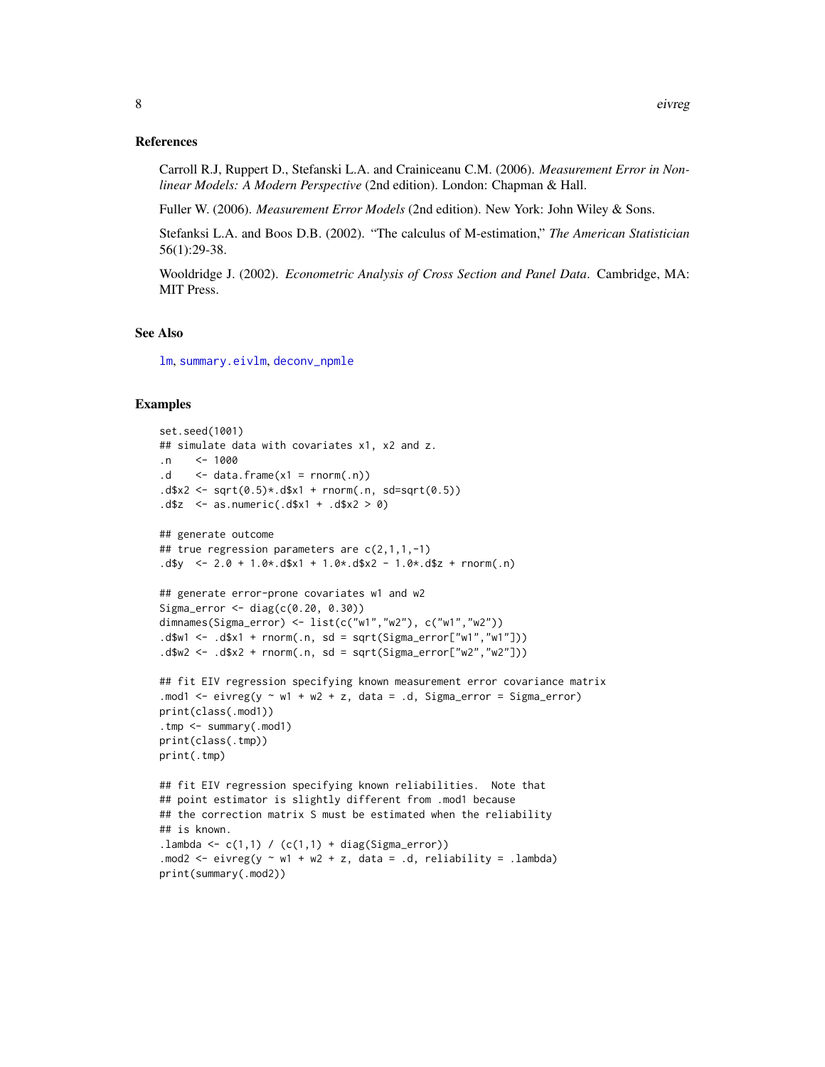## References

Carroll R.J, Ruppert D., Stefanski L.A. and Crainiceanu C.M. (2006). *Measurement Error in Nonlinear Models: A Modern Perspective* (2nd edition). London: Chapman & Hall.

Fuller W. (2006). *Measurement Error Models* (2nd edition). New York: John Wiley & Sons.

Stefanksi L.A. and Boos D.B. (2002). "The calculus of M-estimation," *The American Statistician* 56(1):29-38.

Wooldridge J. (2002). *Econometric Analysis of Cross Section and Panel Data*. Cambridge, MA: MIT Press.

## See Also

lm, summary.eivlm, deconv_npmle

## Examples

```
set.seed(1001)
## simulate data with covariates x1, x2 and z.
.n    <- 1000
.d    <- data.frame(x1 = rnorm(.n))
.d$x2 <- sqrt(0.5)*.d$x1 + rnorm(.n, sd=sqrt(0.5))
.d$z  <- as.numeric(.d$x1 + .d$x2 > 0)

## generate outcome
## true regression parameters are c(2,1,1,-1)
.d$y  <- 2.0 + 1.0*.d$x1 + 1.0*.d$x2 - 1.0*.d$z + rnorm(.n)

## generate error-prone covariates w1 and w2
Sigma_error <- diag(c(0.20, 0.30))
dimnames(Sigma_error) <- list(c("w1","w2"), c("w1","w2"))
.d$w1 <- .d$x1 + rnorm(.n, sd = sqrt(Sigma_error["w1","w1"]))
.d$w2 <- .d$x2 + rnorm(.n, sd = sqrt(Sigma_error["w2","w2"]))

## fit EIV regression specifying known measurement error covariance matrix
.mod1 <- eivreg(y ~ w1 + w2 + z, data = .d, Sigma_error = Sigma_error)
print(class(.mod1))
.tmp <- summary(.mod1)
print(class(.tmp))
print(.tmp)

## fit EIV regression specifying known reliabilities.  Note that
## point estimator is slightly different from .mod1 because
## the correction matrix S must be estimated when the reliability
## is known.
.lambda <- c(1,1) / (c(1,1) + diag(Sigma_error))
.mod2 <- eivreg(y ~ w1 + w2 + z, data = .d, reliability = .lambda)
print(summary(.mod2))
```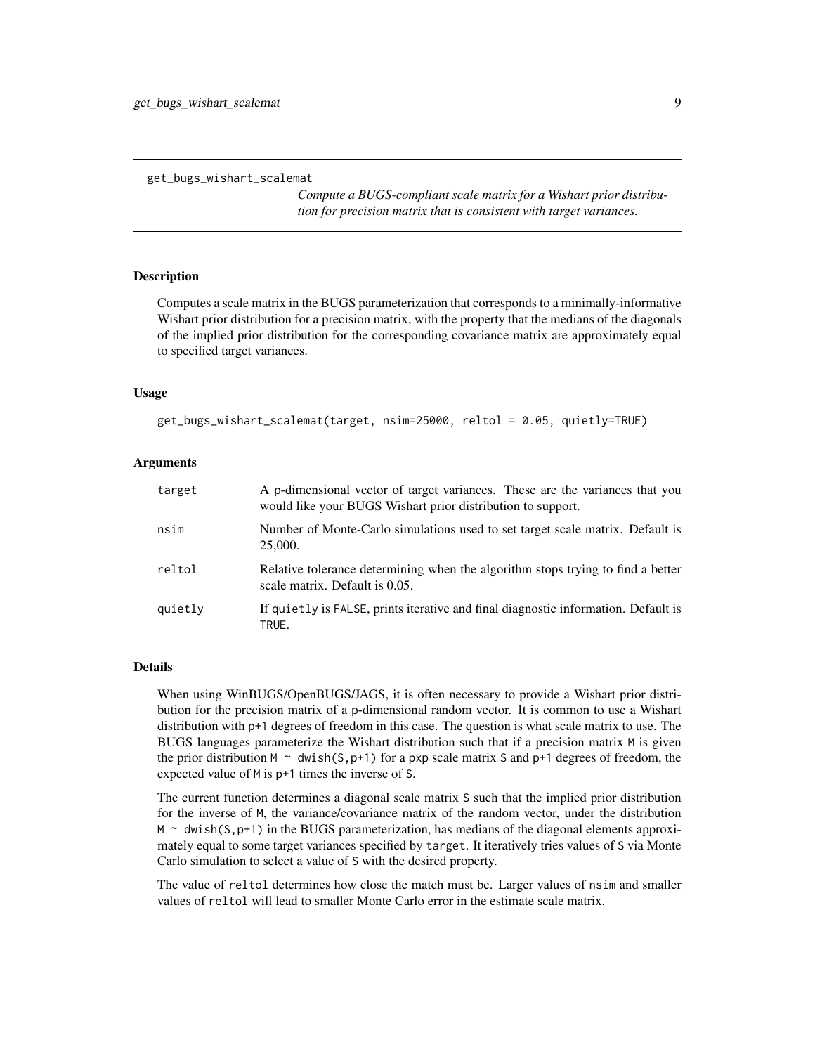get_bugs_wishart_scalemat

*Compute a BUGS-compliant scale matrix for a Wishart prior distribution for precision matrix that is consistent with target variances.*

## Description

Computes a scale matrix in the BUGS parameterization that corresponds to a minimally-informative Wishart prior distribution for a precision matrix, with the property that the medians of the diagonals of the implied prior distribution for the corresponding covariance matrix are approximately equal to specified target variances.

## Usage

```
get_bugs_wishart_scalemat(target, nsim=25000, reltol = 0.05, quietly=TRUE)
```

## Arguments

| | |
|---|---|
| target | A p-dimensional vector of target variances. These are the variances that you would like your BUGS Wishart prior distribution to support. |
| nsim | Number of Monte-Carlo simulations used to set target scale matrix. Default is 25,000. |
| reltol | Relative tolerance determining when the algorithm stops trying to find a better scale matrix. Default is 0.05. |
| quietly | If `quietly` is `FALSE`, prints iterative and final diagnostic information. Default is `TRUE`. |

## Details

When using WinBUGS/OpenBUGS/JAGS, it is often necessary to provide a Wishart prior distribution for the precision matrix of a p-dimensional random vector. It is common to use a Wishart distribution with `p+1` degrees of freedom in this case. The question is what scale matrix to use. The BUGS languages parameterize the Wishart distribution such that if a precision matrix `M` is given the prior distribution `M ~ dwish(S,p+1)` for a `pxp` scale matrix `S` and `p+1` degrees of freedom, the expected value of `M` is `p+1` times the inverse of `S`.

The current function determines a diagonal scale matrix `S` such that the implied prior distribution for the inverse of `M`, the variance/covariance matrix of the random vector, under the distribution `M ~ dwish(S,p+1)` in the BUGS parameterization, has medians of the diagonal elements approximately equal to some target variances specified by `target`. It iteratively tries values of `S` via Monte Carlo simulation to select a value of `S` with the desired property.

The value of `reltol` determines how close the match must be. Larger values of `nsim` and smaller values of `reltol` will lead to smaller Monte Carlo error in the estimate scale matrix.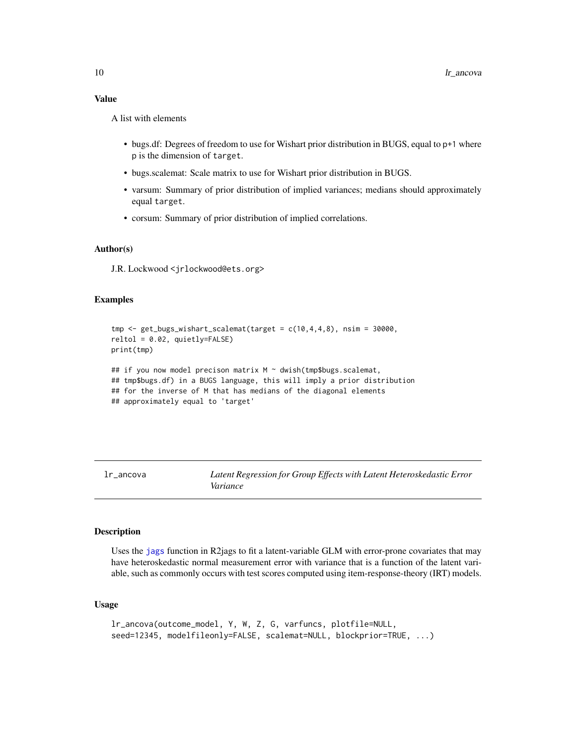### Value

A list with elements

- bugs.df: Degrees of freedom to use for Wishart prior distribution in BUGS, equal to p+1 where p is the dimension of target.
- bugs.scalemat: Scale matrix to use for Wishart prior distribution in BUGS.
- varsum: Summary of prior distribution of implied variances; medians should approximately equal target.
- corsum: Summary of prior distribution of implied correlations.

### Author(s)

J.R. Lockwood <jrlockwood@ets.org>

### Examples

```
tmp <- get_bugs_wishart_scalemat(target = c(10,4,4,8), nsim = 30000,
reltol = 0.02, quietly=FALSE)
print(tmp)

## if you now model precison matrix M ~ dwish(tmp$bugs.scalemat,
## tmp$bugs.df) in a BUGS language, this will imply a prior distribution
## for the inverse of M that has medians of the diagonal elements
## approximately equal to 'target'
```

---

## lr_ancova — *Latent Regression for Group Effects with Latent Heteroskedastic Error Variance*

### Description

Uses the jags function in R2jags to fit a latent-variable GLM with error-prone covariates that may have heteroskedastic normal measurement error with variance that is a function of the latent variable, such as commonly occurs with test scores computed using item-response-theory (IRT) models.

### Usage

```
lr_ancova(outcome_model, Y, W, Z, G, varfuncs, plotfile=NULL,
seed=12345, modelfileonly=FALSE, scalemat=NULL, blockprior=TRUE, ...)
```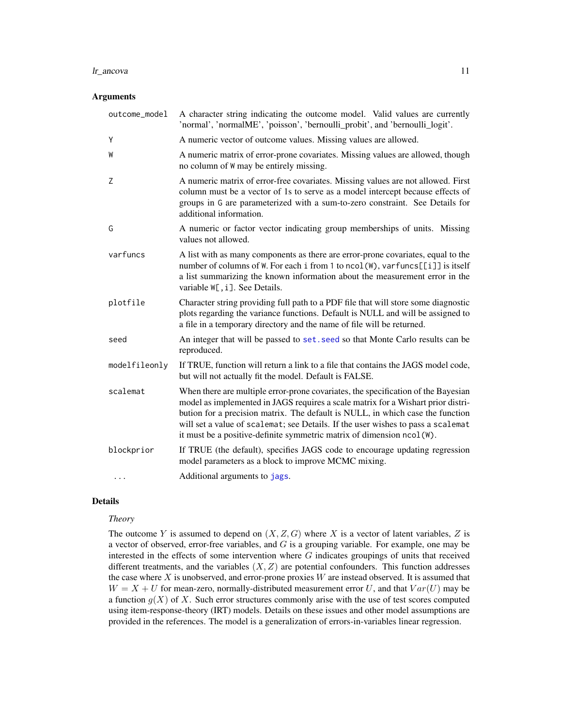### Arguments

| | |
|---|---|
| `outcome_model` | A character string indicating the outcome model. Valid values are currently 'normal', 'normalME', 'poisson', 'bernoulli_probit', and 'bernoulli_logit'. |
| `Y` | A numeric vector of outcome values. Missing values are allowed. |
| `W` | A numeric matrix of error-prone covariates. Missing values are allowed, though no column of `W` may be entirely missing. |
| `Z` | A numeric matrix of error-free covariates. Missing values are not allowed. First column must be a vector of 1s to serve as a model intercept because effects of groups in `G` are parameterized with a sum-to-zero constraint. See Details for additional information. |
| `G` | A numeric or factor vector indicating group memberships of units. Missing values not allowed. |
| `varfuncs` | A list with as many components as there are error-prone covariates, equal to the number of columns of `W`. For each `i` from `1` to `ncol(W)`, `varfuncs[[i]]` is itself a list summarizing the known information about the measurement error in the variable `W[,i]`. See Details. |
| `plotfile` | Character string providing full path to a PDF file that will store some diagnostic plots regarding the variance functions. Default is NULL and will be assigned to a file in a temporary directory and the name of file will be returned. |
| `seed` | An integer that will be passed to `set.seed` so that Monte Carlo results can be reproduced. |
| `modelfileonly` | If TRUE, function will return a link to a file that contains the JAGS model code, but will not actually fit the model. Default is FALSE. |
| `scalemat` | When there are multiple error-prone covariates, the specification of the Bayesian model as implemented in JAGS requires a scale matrix for a Wishart prior distribution for a precision matrix. The default is NULL, in which case the function will set a value of `scalemat`; see Details. If the user wishes to pass a `scalemat` it must be a positive-definite symmetric matrix of dimension `ncol(W)`. |
| `blockprior` | If TRUE (the default), specifies JAGS code to encourage updating regression model parameters as a block to improve MCMC mixing. |
| `...` | Additional arguments to `jags`. |

### Details

*Theory*

The outcome $Y$ is assumed to depend on $(X, Z, G)$ where $X$ is a vector of latent variables, $Z$ is a vector of observed, error-free variables, and $G$ is a grouping variable. For example, one may be interested in the effects of some intervention where $G$ indicates groupings of units that received different treatments, and the variables $(X, Z)$ are potential confounders. This function addresses the case where $X$ is unobserved, and error-prone proxies $W$ are instead observed. It is assumed that $W = X + U$ for mean-zero, normally-distributed measurement error $U$, and that $Var(U)$ may be a function $g(X)$ of $X$. Such error structures commonly arise with the use of test scores computed using item-response-theory (IRT) models. Details on these issues and other model assumptions are provided in the references. The model is a generalization of errors-in-variables linear regression.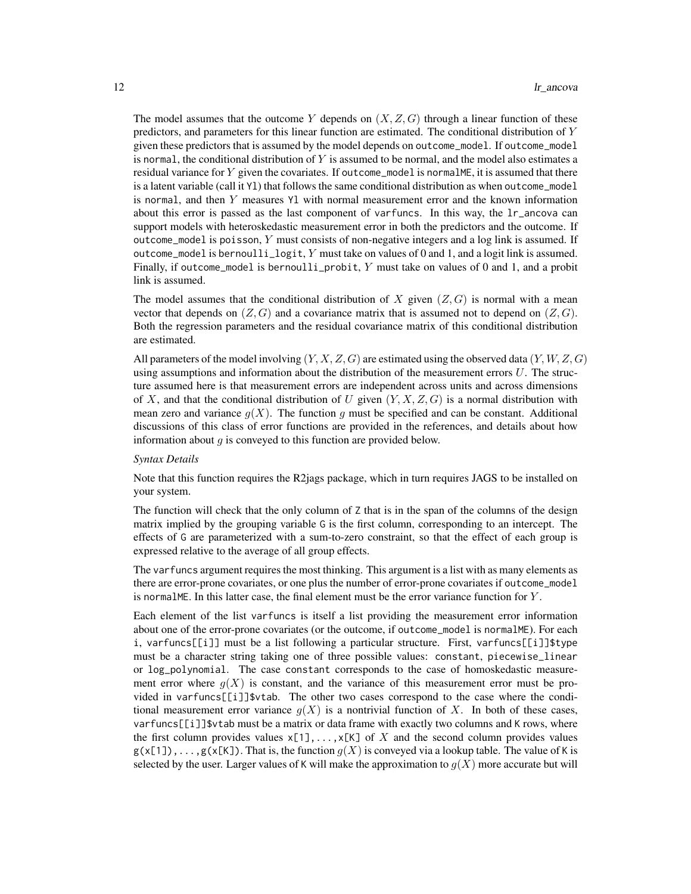The model assumes that the outcome $Y$ depends on $(X, Z, G)$ through a linear function of these predictors, and parameters for this linear function are estimated. The conditional distribution of $Y$ given these predictors that is assumed by the model depends on `outcome_model`. If `outcome_model` is `normal`, the conditional distribution of $Y$ is assumed to be normal, and the model also estimates a residual variance for $Y$ given the covariates. If `outcome_model` is `normalME`, it is assumed that there is a latent variable (call it `Yl`) that follows the same conditional distribution as when `outcome_model` is `normal`, and then $Y$ measures `Yl` with normal measurement error and the known information about this error is passed as the last component of `varfuncs`. In this way, the `lr_ancova` can support models with heteroskedastic measurement error in both the predictors and the outcome. If `outcome_model` is `poisson`, $Y$ must consists of non-negative integers and a log link is assumed. If `outcome_model` is `bernoulli_logit`, $Y$ must take on values of 0 and 1, and a logit link is assumed. Finally, if `outcome_model` is `bernoulli_probit`, $Y$ must take on values of 0 and 1, and a probit link is assumed.

The model assumes that the conditional distribution of $X$ given $(Z, G)$ is normal with a mean vector that depends on $(Z, G)$ and a covariance matrix that is assumed not to depend on $(Z, G)$. Both the regression parameters and the residual covariance matrix of this conditional distribution are estimated.

All parameters of the model involving $(Y, X, Z, G)$ are estimated using the observed data $(Y, W, Z, G)$ using assumptions and information about the distribution of the measurement errors $U$. The structure assumed here is that measurement errors are independent across units and across dimensions of $X$, and that the conditional distribution of $U$ given $(Y, X, Z, G)$ is a normal distribution with mean zero and variance $g(X)$. The function $g$ must be specified and can be constant. Additional discussions of this class of error functions are provided in the references, and details about how information about $g$ is conveyed to this function are provided below.

*Syntax Details*

Note that this function requires the R2jags package, which in turn requires JAGS to be installed on your system.

The function will check that the only column of `Z` that is in the span of the columns of the design matrix implied by the grouping variable `G` is the first column, corresponding to an intercept. The effects of `G` are parameterized with a sum-to-zero constraint, so that the effect of each group is expressed relative to the average of all group effects.

The `varfuncs` argument requires the most thinking. This argument is a list with as many elements as there are error-prone covariates, or one plus the number of error-prone covariates if `outcome_model` is `normalME`. In this latter case, the final element must be the error variance function for $Y$.

Each element of the list `varfuncs` is itself a list providing the measurement error information about one of the error-prone covariates (or the outcome, if `outcome_model` is `normalME`). For each `i`, `varfuncs[[i]]` must be a list following a particular structure. First, `varfuncs[[i]]$type` must be a character string taking one of three possible values: `constant`, `piecewise_linear` or `log_polynomial`. The case `constant` corresponds to the case of homoskedastic measurement error where $g(X)$ is constant, and the variance of this measurement error must be provided in `varfuncs[[i]]$vtab`. The other two cases correspond to the case where the conditional measurement error variance $g(X)$ is a nontrivial function of $X$. In both of these cases, `varfuncs[[i]]$vtab` must be a matrix or data frame with exactly two columns and `K` rows, where the first column provides values `x[1],...,x[K]` of $X$ and the second column provides values `g(x[1]),...,g(x[K])`. That is, the function $g(X)$ is conveyed via a lookup table. The value of `K` is selected by the user. Larger values of `K` will make the approximation to $g(X)$ more accurate but will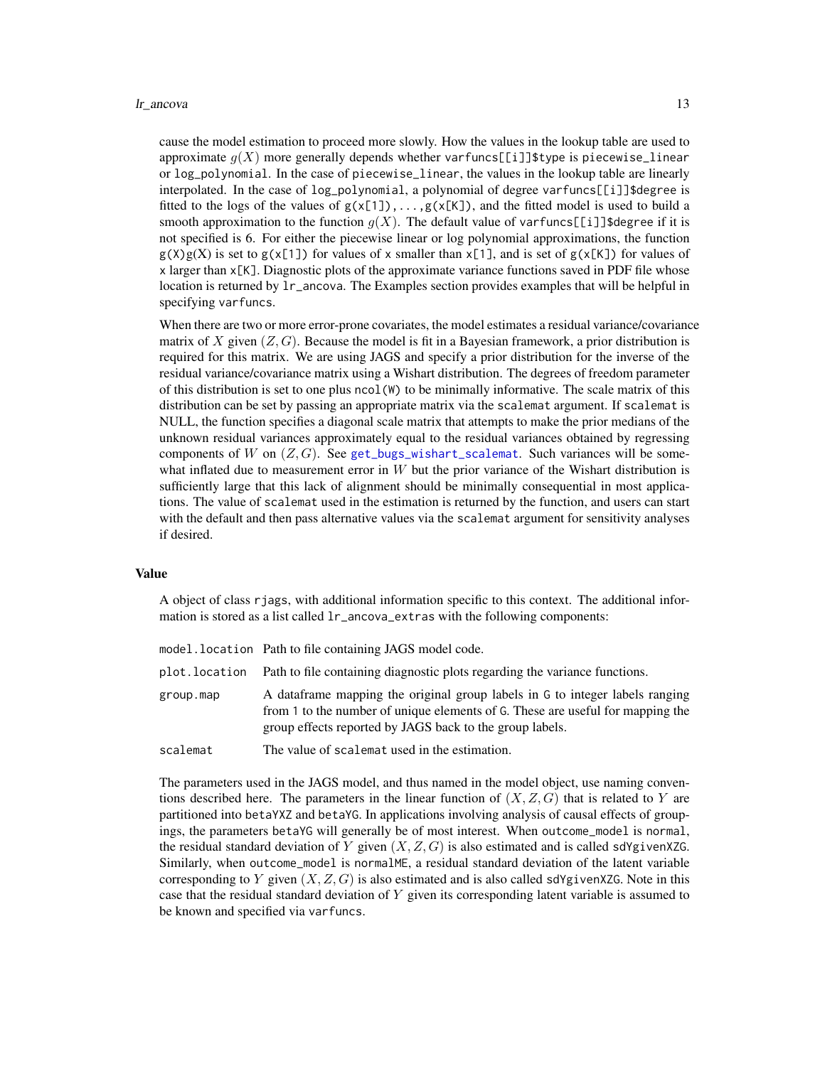cause the model estimation to proceed more slowly. How the values in the lookup table are used to approximate $g(X)$ more generally depends whether `varfuncs[[i]]$type` is `piecewise_linear` or `log_polynomial`. In the case of `piecewise_linear`, the values in the lookup table are linearly interpolated. In the case of `log_polynomial`, a polynomial of degree `varfuncs[[i]]$degree` is fitted to the logs of the values of `g(x[1]),...,g(x[K])`, and the fitted model is used to build a smooth approximation to the function $g(X)$. The default value of `varfuncs[[i]]$degree` if it is not specified is 6. For either the piecewise linear or log polynomial approximations, the function g(X)g(X) is set to `g(x[1])` for values of x smaller than `x[1]`, and is set of `g(x[K])` for values of x larger than `x[K]`. Diagnostic plots of the approximate variance functions saved in PDF file whose location is returned by `lr_ancova`. The Examples section provides examples that will be helpful in specifying `varfuncs`.

When there are two or more error-prone covariates, the model estimates a residual variance/covariance matrix of $X$ given $(Z, G)$. Because the model is fit in a Bayesian framework, a prior distribution is required for this matrix. We are using JAGS and specify a prior distribution for the inverse of the residual variance/covariance matrix using a Wishart distribution. The degrees of freedom parameter of this distribution is set to one plus `ncol(W)` to be minimally informative. The scale matrix of this distribution can be set by passing an appropriate matrix via the `scalemat` argument. If `scalemat` is NULL, the function specifies a diagonal scale matrix that attempts to make the prior medians of the unknown residual variances approximately equal to the residual variances obtained by regressing components of $W$ on $(Z, G)$. See `get_bugs_wishart_scalemat`. Such variances will be somewhat inflated due to measurement error in $W$ but the prior variance of the Wishart distribution is sufficiently large that this lack of alignment should be minimally consequential in most applications. The value of `scalemat` used in the estimation is returned by the function, and users can start with the default and then pass alternative values via the `scalemat` argument for sensitivity analyses if desired.

## Value

A object of class `rjags`, with additional information specific to this context. The additional information is stored as a list called `lr_ancova_extras` with the following components:

- `model.location` Path to file containing JAGS model code.
- `plot.location` Path to file containing diagnostic plots regarding the variance functions.
- `group.map` A dataframe mapping the original group labels in `G` to integer labels ranging from 1 to the number of unique elements of `G`. These are useful for mapping the group effects reported by JAGS back to the group labels.
- `scalemat` The value of `scalemat` used in the estimation.

The parameters used in the JAGS model, and thus named in the model object, use naming conventions described here. The parameters in the linear function of $(X, Z, G)$ that is related to $Y$ are partitioned into `betaYXZ` and `betaYG`. In applications involving analysis of causal effects of groupings, the parameters `betaYG` will generally be of most interest. When `outcome_model` is `normal`, the residual standard deviation of $Y$ given $(X, Z, G)$ is also estimated and is called `sdYgivenXZG`. Similarly, when `outcome_model` is `normalME`, a residual standard deviation of the latent variable corresponding to $Y$ given $(X, Z, G)$ is also estimated and is also called `sdYgivenXZG`. Note in this case that the residual standard deviation of $Y$ given its corresponding latent variable is assumed to be known and specified via `varfuncs`.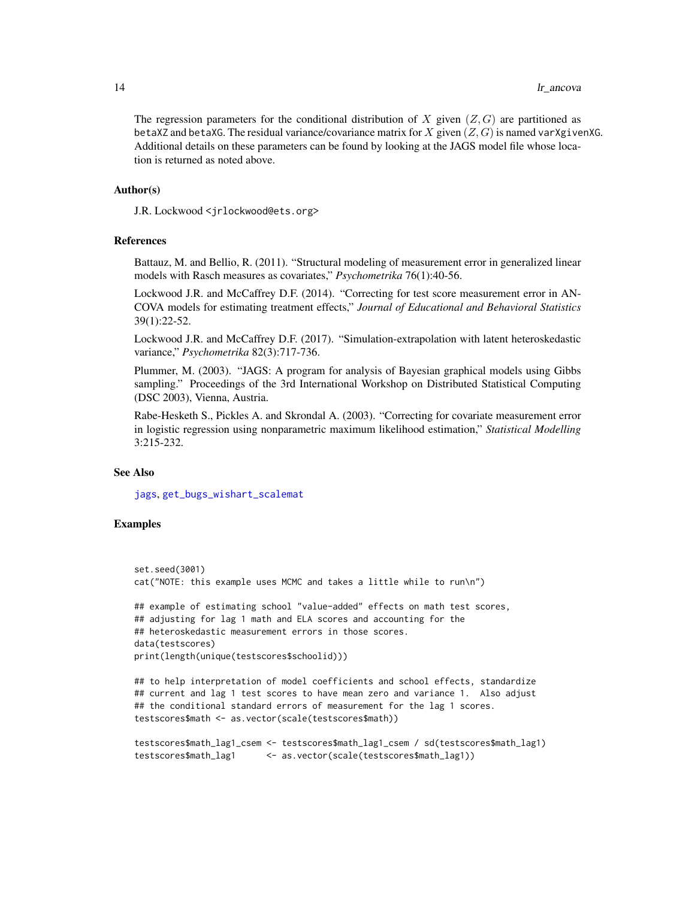The regression parameters for the conditional distribution of $X$ given $(Z, G)$ are partitioned as betaXZ and betaXG. The residual variance/covariance matrix for $X$ given $(Z, G)$ is named varXgivenXG. Additional details on these parameters can be found by looking at the JAGS model file whose location is returned as noted above.

## Author(s)

J.R. Lockwood <jrlockwood@ets.org>

## References

Battauz, M. and Bellio, R. (2011). "Structural modeling of measurement error in generalized linear models with Rasch measures as covariates," *Psychometrika* 76(1):40-56.

Lockwood J.R. and McCaffrey D.F. (2014). "Correcting for test score measurement error in ANCOVA models for estimating treatment effects," *Journal of Educational and Behavioral Statistics* 39(1):22-52.

Lockwood J.R. and McCaffrey D.F. (2017). "Simulation-extrapolation with latent heteroskedastic variance," *Psychometrika* 82(3):717-736.

Plummer, M. (2003). "JAGS: A program for analysis of Bayesian graphical models using Gibbs sampling." Proceedings of the 3rd International Workshop on Distributed Statistical Computing (DSC 2003), Vienna, Austria.

Rabe-Hesketh S., Pickles A. and Skrondal A. (2003). "Correcting for covariate measurement error in logistic regression using nonparametric maximum likelihood estimation," *Statistical Modelling* 3:215-232.

## See Also

jags, get_bugs_wishart_scalemat

## Examples

```
set.seed(3001)
cat("NOTE: this example uses MCMC and takes a little while to run\n")

## example of estimating school "value-added" effects on math test scores,
## adjusting for lag 1 math and ELA scores and accounting for the
## heteroskedastic measurement errors in those scores.
data(testscores)
print(length(unique(testscores$schoolid)))

## to help interpretation of model coefficients and school effects, standardize
## current and lag 1 test scores to have mean zero and variance 1.  Also adjust
## the conditional standard errors of measurement for the lag 1 scores.
testscores$math <- as.vector(scale(testscores$math))

testscores$math_lag1_csem <- testscores$math_lag1_csem / sd(testscores$math_lag1)
testscores$math_lag1      <- as.vector(scale(testscores$math_lag1))
```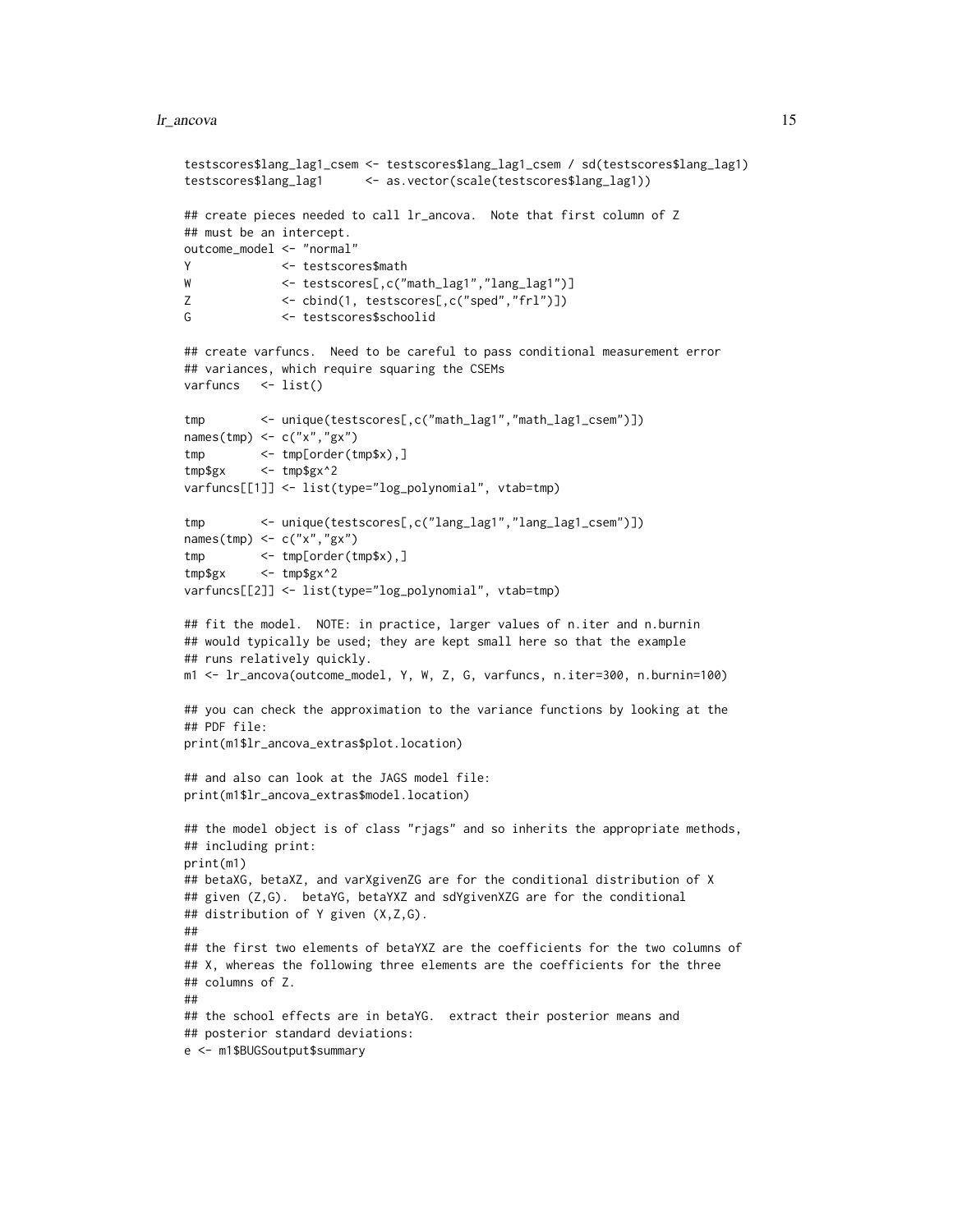```
testscores$lang_lag1_csem <- testscores$lang_lag1_csem / sd(testscores$lang_lag1)
testscores$lang_lag1      <- as.vector(scale(testscores$lang_lag1))

## create pieces needed to call lr_ancova.  Note that first column of Z
## must be an intercept.
outcome_model <- "normal"
Y             <- testscores$math
W             <- testscores[,c("math_lag1","lang_lag1")]
Z             <- cbind(1, testscores[,c("sped","frl")])
G             <- testscores$schoolid

## create varfuncs.  Need to be careful to pass conditional measurement error
## variances, which require squaring the CSEMs
varfuncs   <- list()

tmp        <- unique(testscores[,c("math_lag1","math_lag1_csem")])
names(tmp) <- c("x","gx")
tmp        <- tmp[order(tmp$x),]
tmp$gx     <- tmp$gx^2
varfuncs[[1]] <- list(type="log_polynomial", vtab=tmp)

tmp        <- unique(testscores[,c("lang_lag1","lang_lag1_csem")])
names(tmp) <- c("x","gx")
tmp        <- tmp[order(tmp$x),]
tmp$gx     <- tmp$gx^2
varfuncs[[2]] <- list(type="log_polynomial", vtab=tmp)

## fit the model.  NOTE: in practice, larger values of n.iter and n.burnin
## would typically be used; they are kept small here so that the example
## runs relatively quickly.
m1 <- lr_ancova(outcome_model, Y, W, Z, G, varfuncs, n.iter=300, n.burnin=100)

## you can check the approximation to the variance functions by looking at the
## PDF file:
print(m1$lr_ancova_extras$plot.location)

## and also can look at the JAGS model file:
print(m1$lr_ancova_extras$model.location)

## the model object is of class "rjags" and so inherits the appropriate methods,
## including print:
print(m1)
## betaXG, betaXZ, and varXgivenZG are for the conditional distribution of X
## given (Z,G).  betaYG, betaYXZ and sdYgivenXZG are for the conditional
## distribution of Y given (X,Z,G).
##
## the first two elements of betaYXZ are the coefficients for the two columns of
## X, whereas the following three elements are the coefficients for the three
## columns of Z.
##
## the school effects are in betaYG.  extract their posterior means and
## posterior standard deviations:
e <- m1$BUGSoutput$summary
```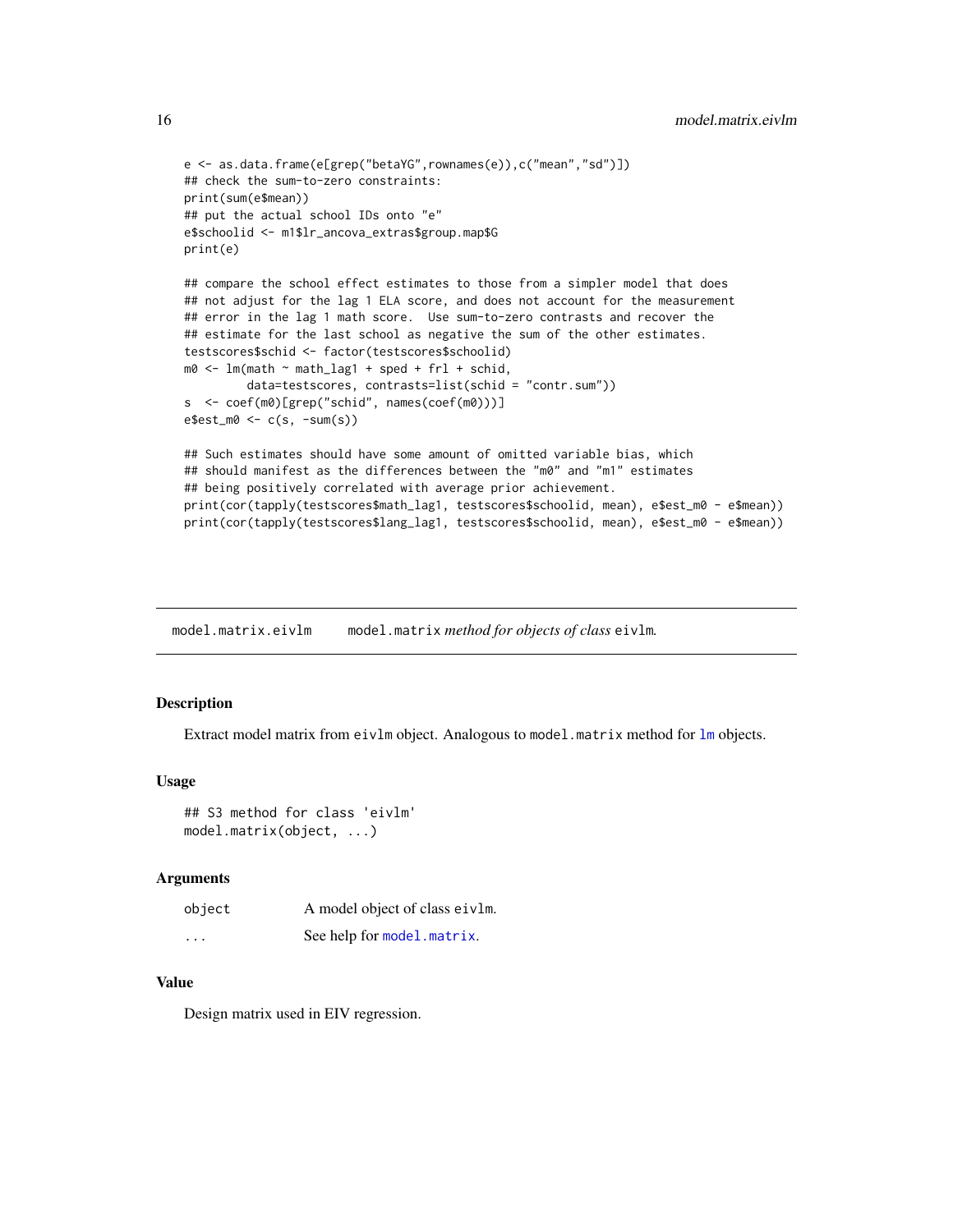```
e <- as.data.frame(e[grep("betaYG",rownames(e)),c("mean","sd")])
## check the sum-to-zero constraints:
print(sum(e$mean))
## put the actual school IDs onto "e"
e$schoolid <- m1$lr_ancova_extras$group.map$G
print(e)

## compare the school effect estimates to those from a simpler model that does
## not adjust for the lag 1 ELA score, and does not account for the measurement
## error in the lag 1 math score.  Use sum-to-zero contrasts and recover the
## estimate for the last school as negative the sum of the other estimates.
testscores$schid <- factor(testscores$schoolid)
m0 <- lm(math ~ math_lag1 + sped + frl + schid,
         data=testscores, contrasts=list(schid = "contr.sum"))
s  <- coef(m0)[grep("schid", names(coef(m0)))]
e$est_m0 <- c(s, -sum(s))

## Such estimates should have some amount of omitted variable bias, which
## should manifest as the differences between the "m0" and "m1" estimates
## being positively correlated with average prior achievement.
print(cor(tapply(testscores$math_lag1, testscores$schoolid, mean), e$est_m0 - e$mean))
print(cor(tapply(testscores$lang_lag1, testscores$schoolid, mean), e$est_m0 - e$mean))
```

## model.matrix.eivlm — `model.matrix` *method for objects of class* `eivlm`.

### Description

Extract model matrix from `eivlm` object. Analogous to `model.matrix` method for `lm` objects.

### Usage

```
## S3 method for class 'eivlm'
model.matrix(object, ...)
```

### Arguments

| | |
|---|---|
| `object` | A model object of class `eivlm`. |
| `...` | See help for `model.matrix`. |

### Value

Design matrix used in EIV regression.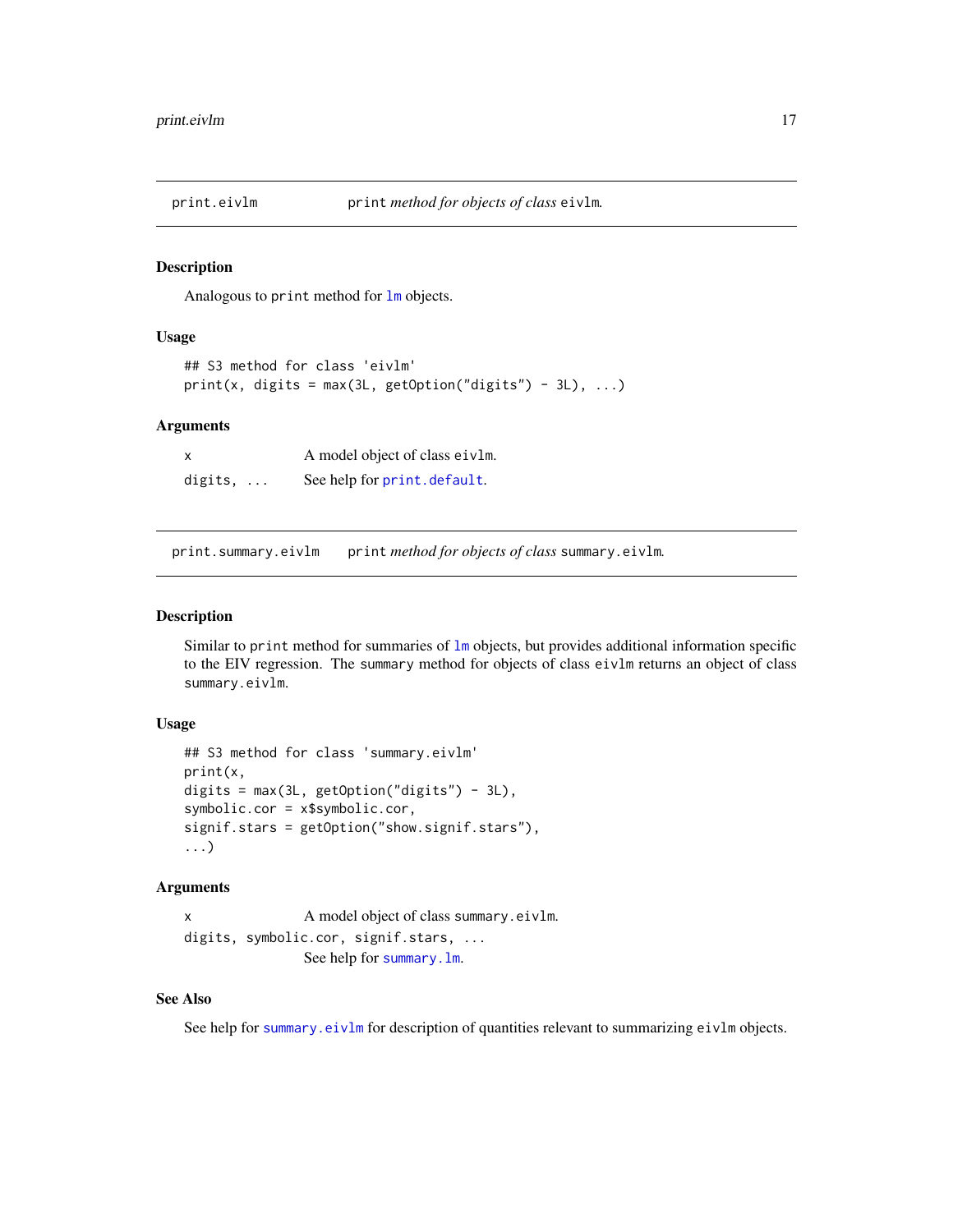## print.eivlm — `print` *method for objects of class* `eivlm`.

### Description

Analogous to `print` method for `lm` objects.

### Usage

```
## S3 method for class 'eivlm'
print(x, digits = max(3L, getOption("digits") - 3L), ...)
```

### Arguments

| | |
|---|---|
| `x` | A model object of class `eivlm`. |
| `digits, ...` | See help for `print.default`. |

## print.summary.eivlm — `print` *method for objects of class* `summary.eivlm`.

### Description

Similar to `print` method for summaries of `lm` objects, but provides additional information specific to the EIV regression. The `summary` method for objects of class `eivlm` returns an object of class `summary.eivlm`.

### Usage

```
## S3 method for class 'summary.eivlm'
print(x,
digits = max(3L, getOption("digits") - 3L),
symbolic.cor = x$symbolic.cor,
signif.stars = getOption("show.signif.stars"),
...)
```

### Arguments

`x` A model object of class `summary.eivlm`.

`digits, symbolic.cor, signif.stars, ...` See help for `summary.lm`.

### See Also

See help for `summary.eivlm` for description of quantities relevant to summarizing `eivlm` objects.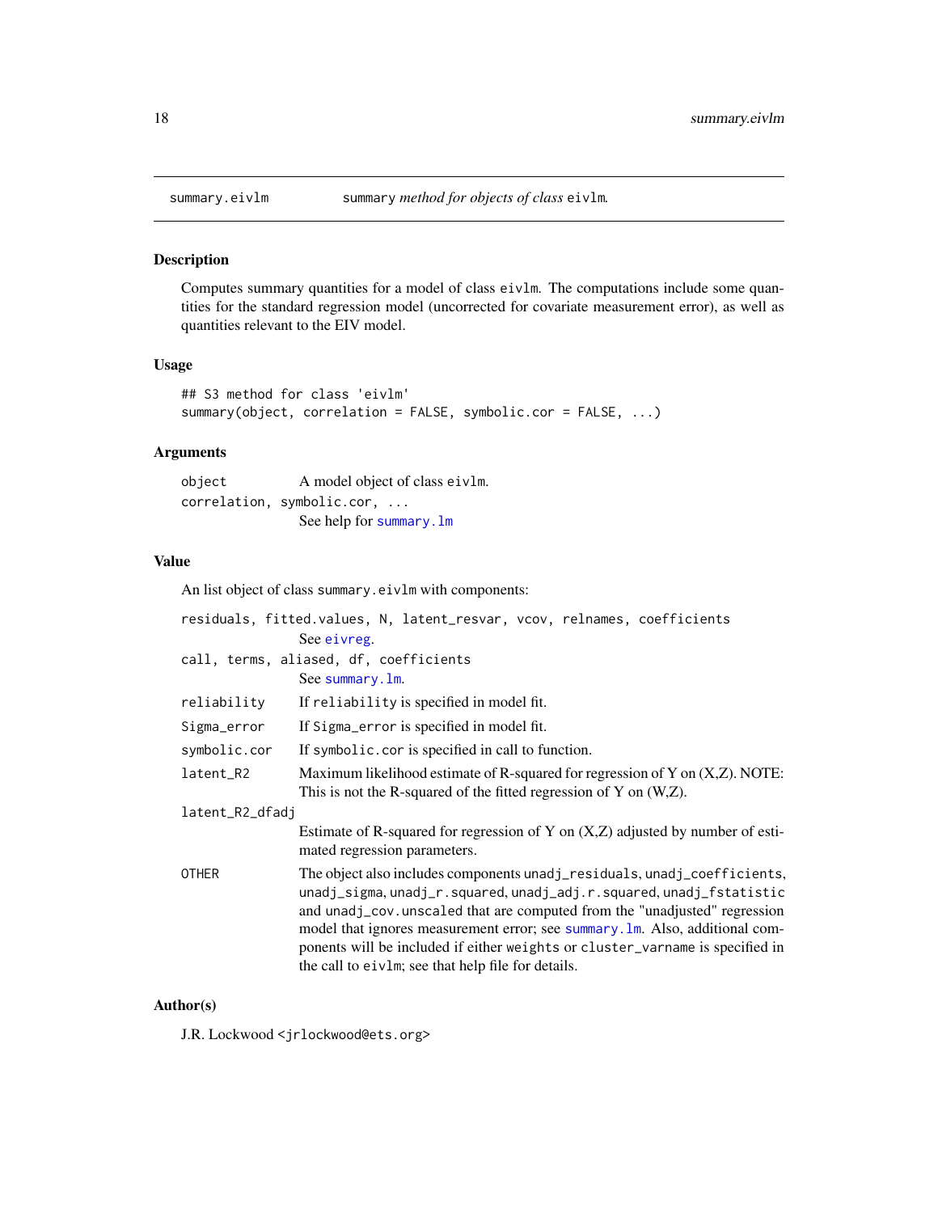summary.eivlm — *summary method for objects of class eivlm.*

## Description

Computes summary quantities for a model of class eivlm. The computations include some quantities for the standard regression model (uncorrected for covariate measurement error), as well as quantities relevant to the EIV model.

## Usage

```
## S3 method for class 'eivlm'
summary(object, correlation = FALSE, symbolic.cor = FALSE, ...)
```

## Arguments

- `object` — A model object of class eivlm.
- `correlation, symbolic.cor, ...` — See help for summary.lm

## Value

An list object of class summary.eivlm with components:

- `residuals, fitted.values, N, latent_resvar, vcov, relnames, coefficients` — See eivreg.
- `call, terms, aliased, df, coefficients` — See summary.lm.
- `reliability` — If reliability is specified in model fit.
- `Sigma_error` — If Sigma_error is specified in model fit.
- `symbolic.cor` — If symbolic.cor is specified in call to function.
- `latent_R2` — Maximum likelihood estimate of R-squared for regression of Y on (X,Z). NOTE: This is not the R-squared of the fitted regression of Y on (W,Z).
- `latent_R2_dfadj` — Estimate of R-squared for regression of Y on (X,Z) adjusted by number of estimated regression parameters.
- `OTHER` — The object also includes components unadj_residuals, unadj_coefficients, unadj_sigma, unadj_r.squared, unadj_adj.r.squared, unadj_fstatistic and unadj_cov.unscaled that are computed from the "unadjusted" regression model that ignores measurement error; see summary.lm. Also, additional components will be included if either weights or cluster_varname is specified in the call to eivlm; see that help file for details.

## Author(s)

J.R. Lockwood <jrlockwood@ets.org>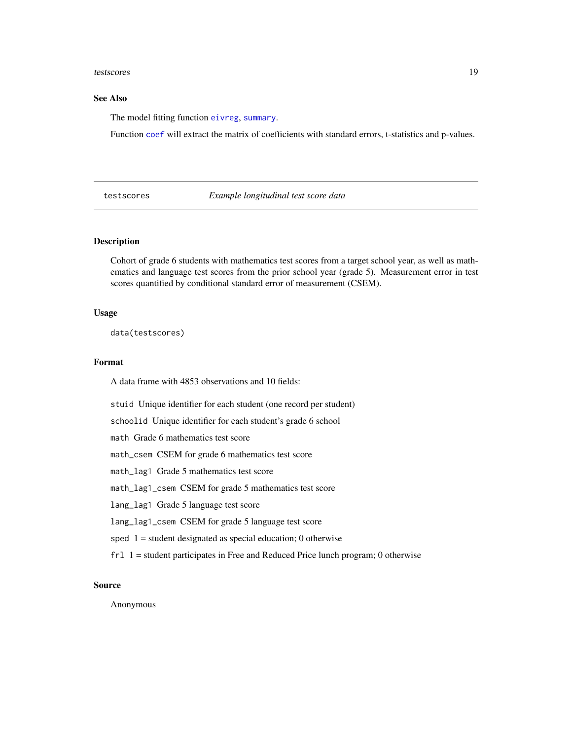### See Also

The model fitting function `eivreg`, `summary`.

Function `coef` will extract the matrix of coefficients with standard errors, t-statistics and p-values.

---

## testscores *Example longitudinal test score data*

---

### Description

Cohort of grade 6 students with mathematics test scores from a target school year, as well as mathematics and language test scores from the prior school year (grade 5). Measurement error in test scores quantified by conditional standard error of measurement (CSEM).

### Usage

```
data(testscores)
```

### Format

A data frame with 4853 observations and 10 fields:

`stuid` Unique identifier for each student (one record per student)

`schoolid` Unique identifier for each student's grade 6 school

`math` Grade 6 mathematics test score

`math_csem` CSEM for grade 6 mathematics test score

`math_lag1` Grade 5 mathematics test score

`math_lag1_csem` CSEM for grade 5 mathematics test score

`lang_lag1` Grade 5 language test score

`lang_lag1_csem` CSEM for grade 5 language test score

`sped` 1 = student designated as special education; 0 otherwise

`frl` 1 = student participates in Free and Reduced Price lunch program; 0 otherwise

### Source

Anonymous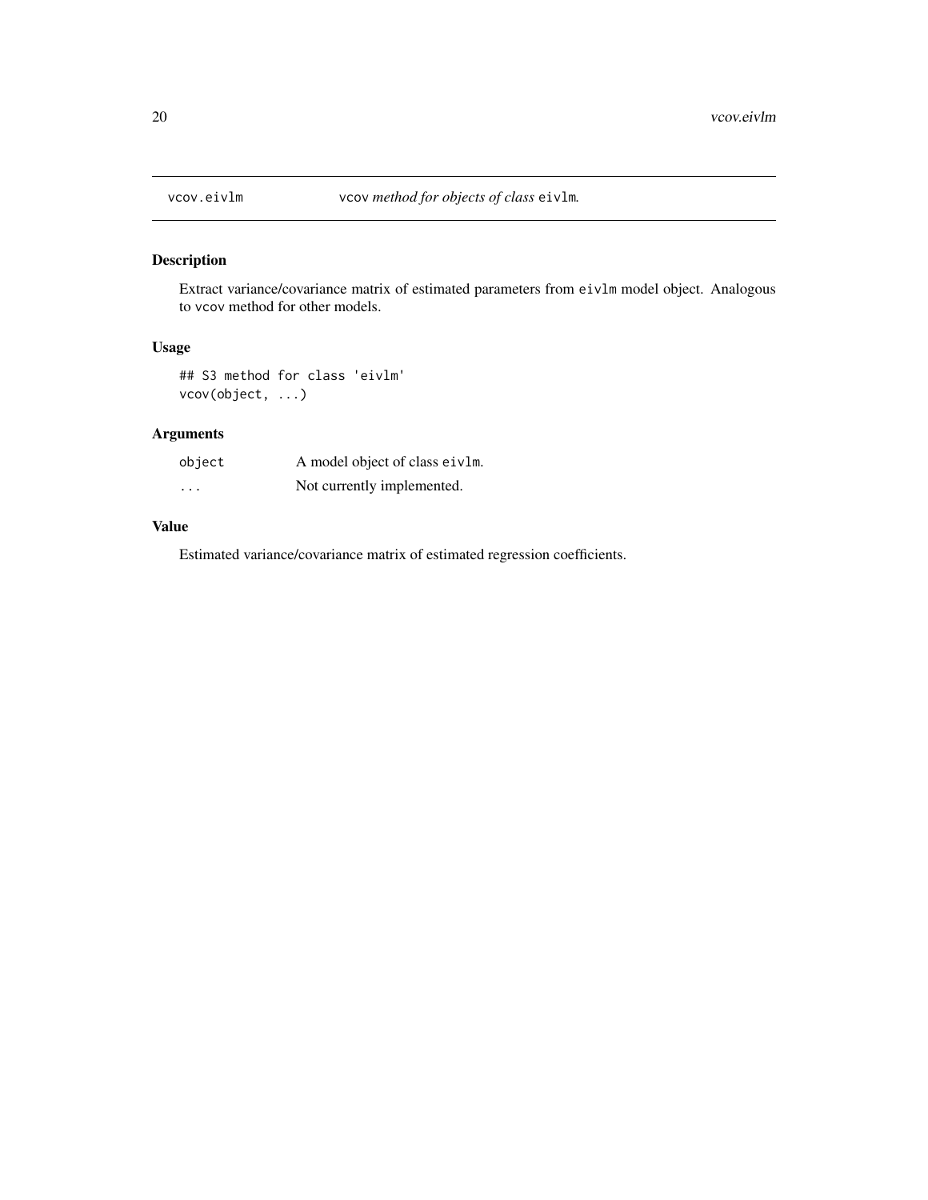## vcov.eivlm — `vcov` *method for objects of class* `eivlm`.

### Description

Extract variance/covariance matrix of estimated parameters from `eivlm` model object. Analogous to `vcov` method for other models.

### Usage

```
## S3 method for class 'eivlm'
vcov(object, ...)
```

### Arguments

| | |
|---|---|
| `object` | A model object of class `eivlm`. |
| `...` | Not currently implemented. |

### Value

Estimated variance/covariance matrix of estimated regression coefficients.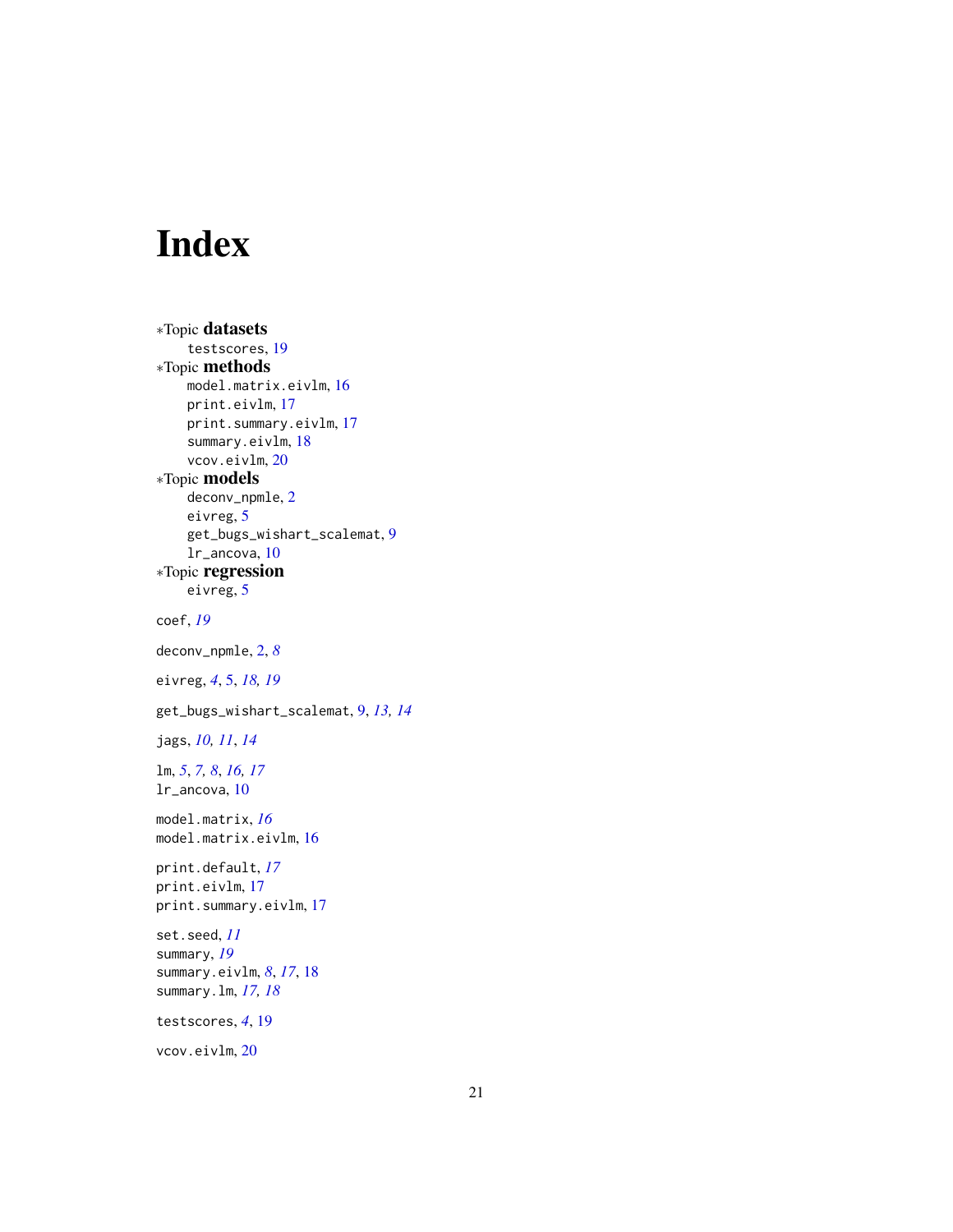# Index

∗Topic **datasets**
    testscores, 19
∗Topic **methods**
    model.matrix.eivlm, 16
    print.eivlm, 17
    print.summary.eivlm, 17
    summary.eivlm, 18
    vcov.eivlm, 20
∗Topic **models**
    deconv_npmle, 2
    eivreg, 5
    get_bugs_wishart_scalemat, 9
    lr_ancova, 10
∗Topic **regression**
    eivreg, 5

coef, *19*

deconv_npmle, 2, *8*

eivreg, *4*, 5, *18, 19*

get_bugs_wishart_scalemat, 9, *13, 14*

jags, *10, 11*, *14*

lm, *5*, *7, 8*, *16, 17*
lr_ancova, 10

model.matrix, *16*
model.matrix.eivlm, 16

print.default, *17*
print.eivlm, 17
print.summary.eivlm, 17

set.seed, *11*
summary, *19*
summary.eivlm, *8*, *17*, 18
summary.lm, *17, 18*

testscores, *4*, 19

vcov.eivlm, 20